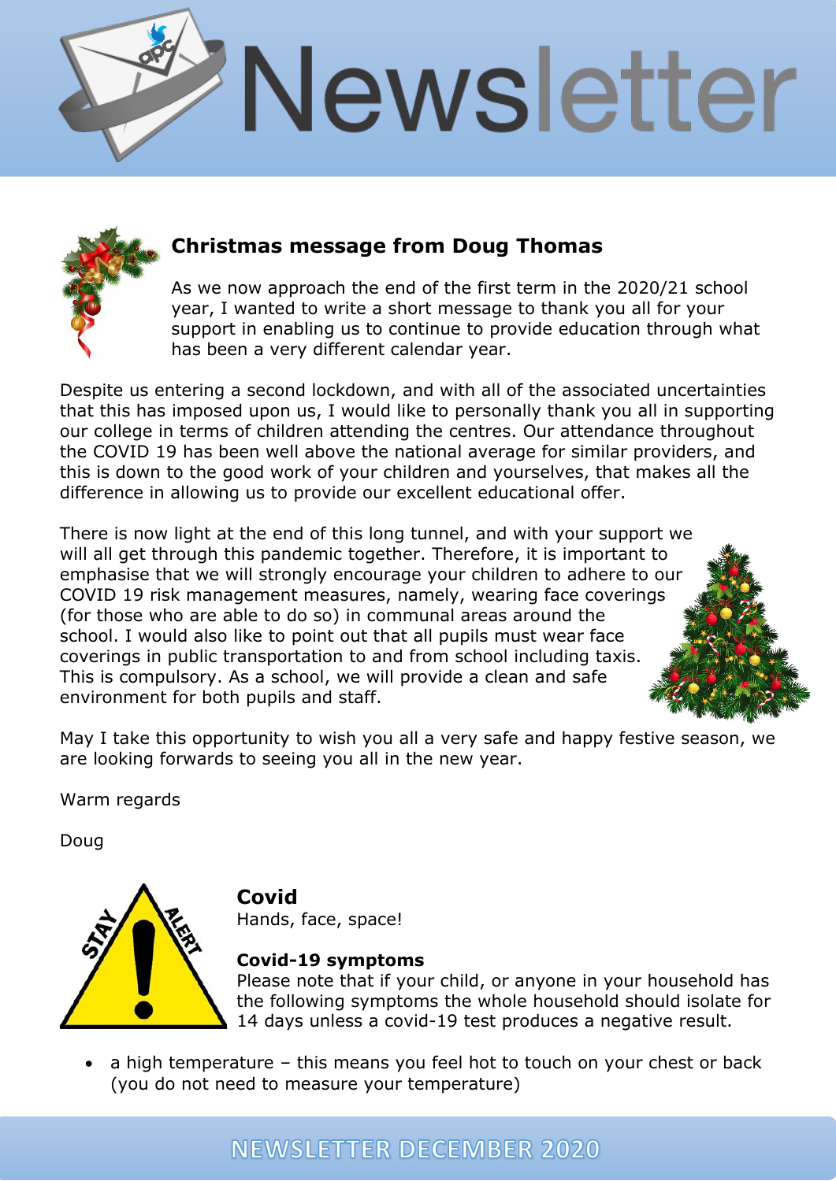# Newsletter

## Christmas message from Doug Thomas

As we now approach the end of the first term in the 2020/21 school year, I wanted to write a short message to thank you all for your support in enabling us to continue to provide education through what has been a very different calendar year.

Despite us entering a second lockdown, and with all of the associated uncertainties that this has imposed upon us, I would like to personally thank you all in supporting our college in terms of children attending the centres. Our attendance throughout the COVID 19 has been well above the national average for similar providers, and this is down to the good work of your children and yourselves, that makes all the difference in allowing us to provide our excellent educational offer.

There is now light at the end of this long tunnel, and with your support we will all get through this pandemic together. Therefore, it is important to emphasise that we will strongly encourage your children to adhere to our COVID 19 risk management measures, namely, wearing face coverings (for those who are able to do so) in communal areas around the school. I would also like to point out that all pupils must wear face coverings in public transportation to and from school including taxis. This is compulsory. As a school, we will provide a clean and safe environment for both pupils and staff.

May I take this opportunity to wish you all a very safe and happy festive season, we are looking forwards to seeing you all in the new year.

Warm regards

Doug

## Covid

Hands, face, space!

### Covid-19 symptoms

Please note that if your child, or anyone in your household has the following symptoms the whole household should isolate for 14 days unless a covid-19 test produces a negative result.

- a high temperature – this means you feel hot to touch on your chest or back (you do not need to measure your temperature)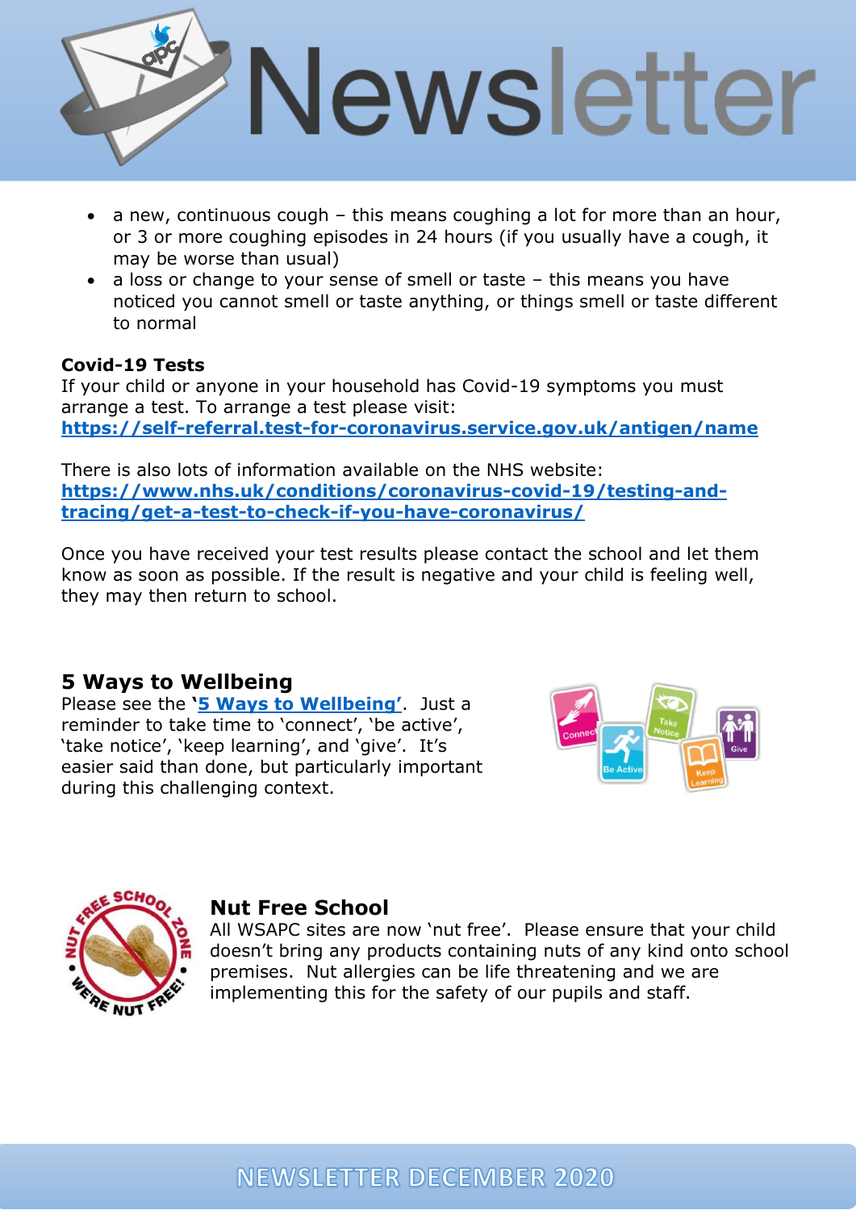- a new, continuous cough – this means coughing a lot for more than an hour, or 3 or more coughing episodes in 24 hours (if you usually have a cough, it may be worse than usual)
- a loss or change to your sense of smell or taste – this means you have noticed you cannot smell or taste anything, or things smell or taste different to normal

**Covid-19 Tests**

If your child or anyone in your household has Covid-19 symptoms you must arrange a test. To arrange a test please visit:
**https://self-referral.test-for-coronavirus.service.gov.uk/antigen/name**

There is also lots of information available on the NHS website:
**https://www.nhs.uk/conditions/coronavirus-covid-19/testing-and-tracing/get-a-test-to-check-if-you-have-coronavirus/**

Once you have received your test results please contact the school and let them know as soon as possible. If the result is negative and your child is feeling well, they may then return to school.

## 5 Ways to Wellbeing

Please see the **'5 Ways to Wellbeing'**. Just a reminder to take time to 'connect', 'be active', 'take notice', 'keep learning', and 'give'. It's easier said than done, but particularly important during this challenging context.

## Nut Free School

All WSAPC sites are now 'nut free'. Please ensure that your child doesn't bring any products containing nuts of any kind onto school premises. Nut allergies can be life threatening and we are implementing this for the safety of our pupils and staff.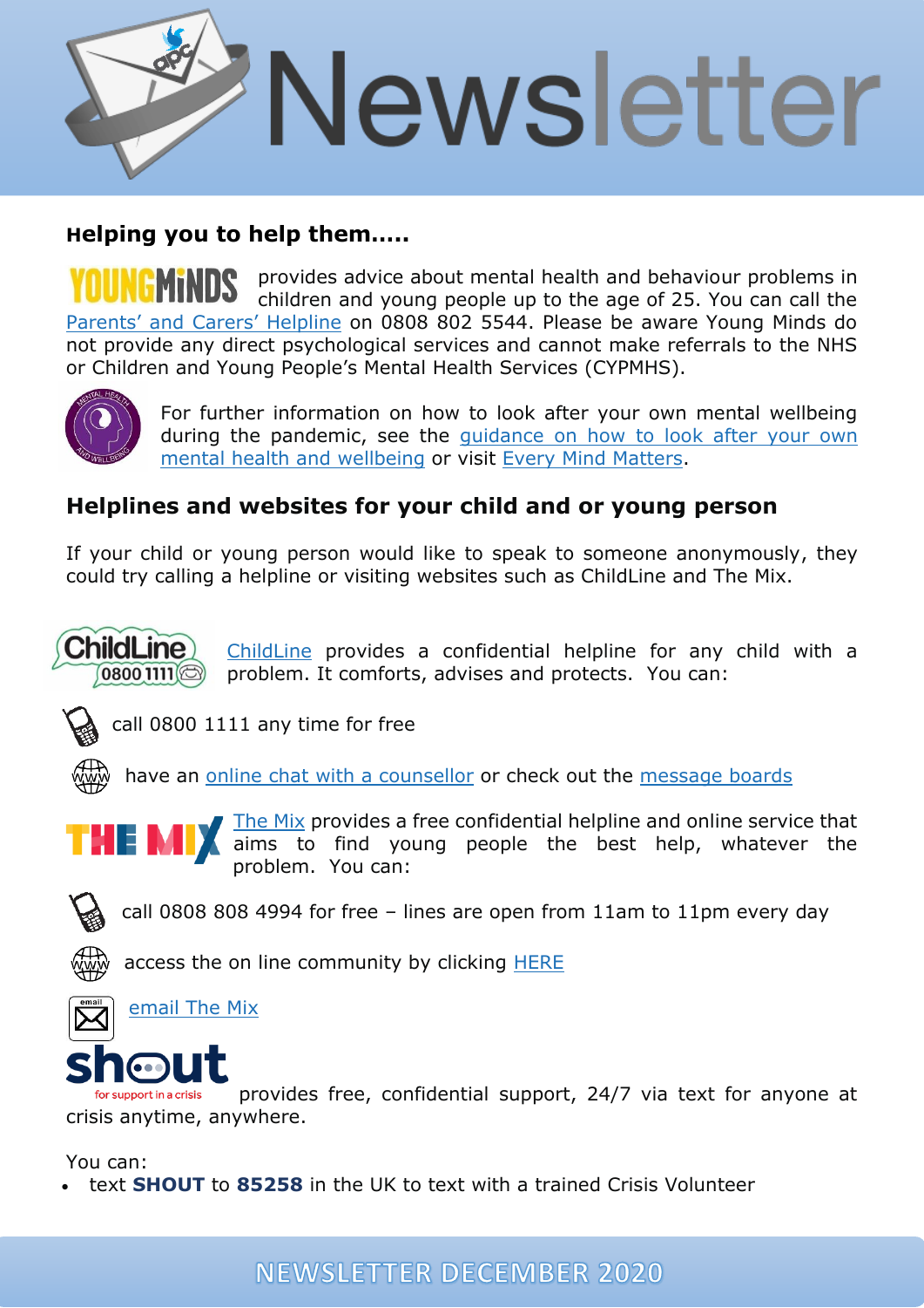# Newsletter

## Helping you to help them.....

YOUNGMINDS provides advice about mental health and behaviour problems in children and young people up to the age of 25. You can call the Parents' and Carers' Helpline on 0808 802 5544. Please be aware Young Minds do not provide any direct psychological services and cannot make referrals to the NHS or Children and Young People's Mental Health Services (CYPMHS).

For further information on how to look after your own mental wellbeing during the pandemic, see the guidance on how to look after your own mental health and wellbeing or visit Every Mind Matters.

## Helplines and websites for your child and or young person

If your child or young person would like to speak to someone anonymously, they could try calling a helpline or visiting websites such as ChildLine and The Mix.

ChildLine provides a confidential helpline for any child with a problem. It comforts, advises and protects. You can:

- call 0800 1111 any time for free
- have an online chat with a counsellor or check out the message boards

The Mix provides a free confidential helpline and online service that aims to find young people the best help, whatever the problem. You can:

- call 0808 808 4994 for free – lines are open from 11am to 11pm every day
- access the on line community by clicking HERE
- email The Mix

shout (for support in a crisis) provides free, confidential support, 24/7 via text for anyone at crisis anytime, anywhere.

You can:

- text **SHOUT** to **85258** in the UK to text with a trained Crisis Volunteer

NEWSLETTER DECEMBER 2020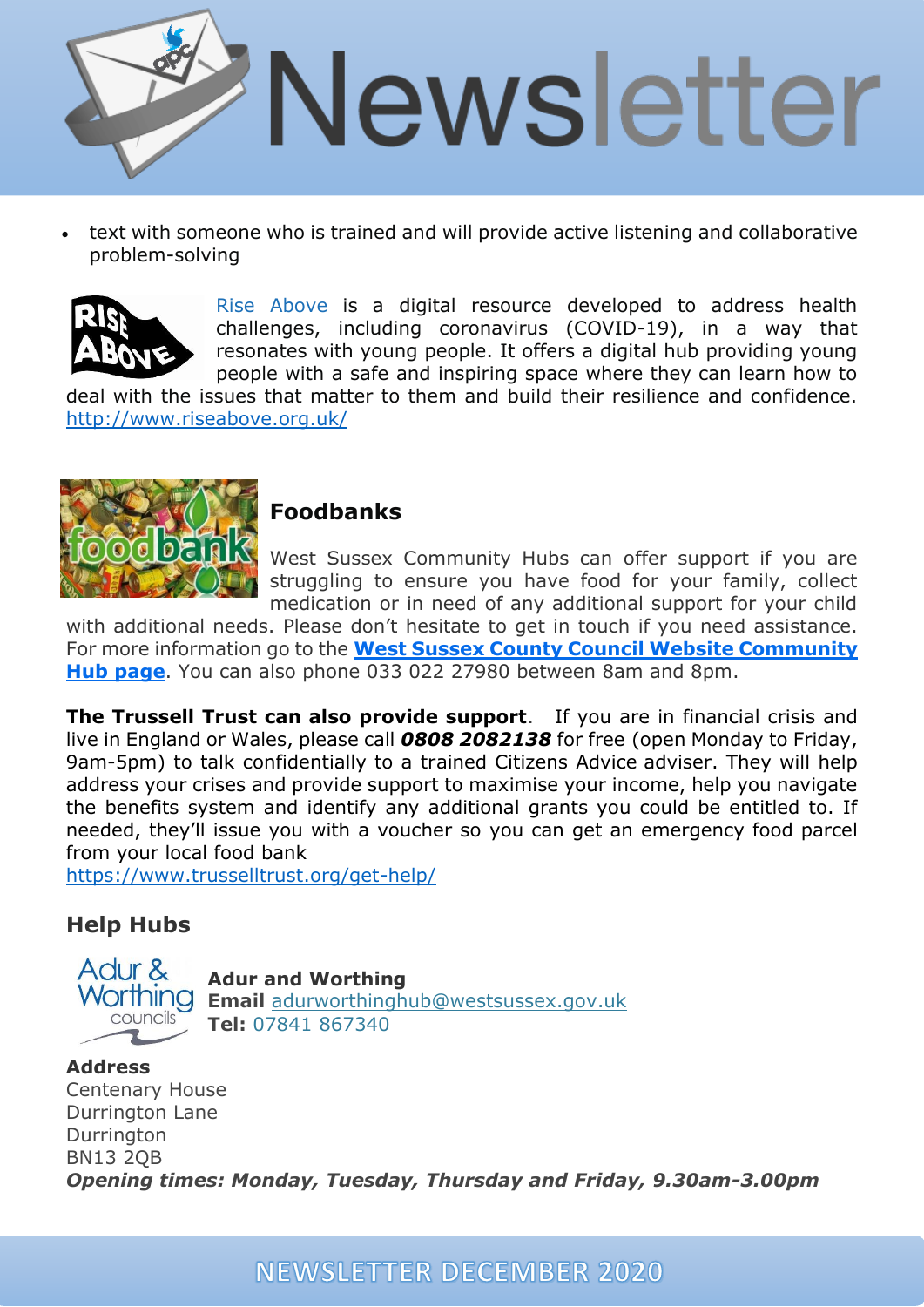- text with someone who is trained and will provide active listening and collaborative problem-solving

Rise Above is a digital resource developed to address health challenges, including coronavirus (COVID-19), in a way that resonates with young people. It offers a digital hub providing young people with a safe and inspiring space where they can learn how to deal with the issues that matter to them and build their resilience and confidence. http://www.riseabove.org.uk/

## Foodbanks

West Sussex Community Hubs can offer support if you are struggling to ensure you have food for your family, collect medication or in need of any additional support for your child with additional needs. Please don't hesitate to get in touch if you need assistance. For more information go to the **West Sussex County Council Website Community Hub page**. You can also phone 033 022 27980 between 8am and 8pm.

**The Trussell Trust can also provide support**. If you are in financial crisis and live in England or Wales, please call ***0808 2082138*** for free (open Monday to Friday, 9am-5pm) to talk confidentially to a trained Citizens Advice adviser. They will help address your crises and provide support to maximise your income, help you navigate the benefits system and identify any additional grants you could be entitled to. If needed, they'll issue you with a voucher so you can get an emergency food parcel from your local food bank
https://www.trusselltrust.org/get-help/

## Help Hubs

**Adur and Worthing**
**Email** adurworthinghub@westsussex.gov.uk
**Tel:** 07841 867340

**Address**
Centenary House
Durrington Lane
Durrington
BN13 2QB
***Opening times: Monday, Tuesday, Thursday and Friday, 9.30am-3.00pm***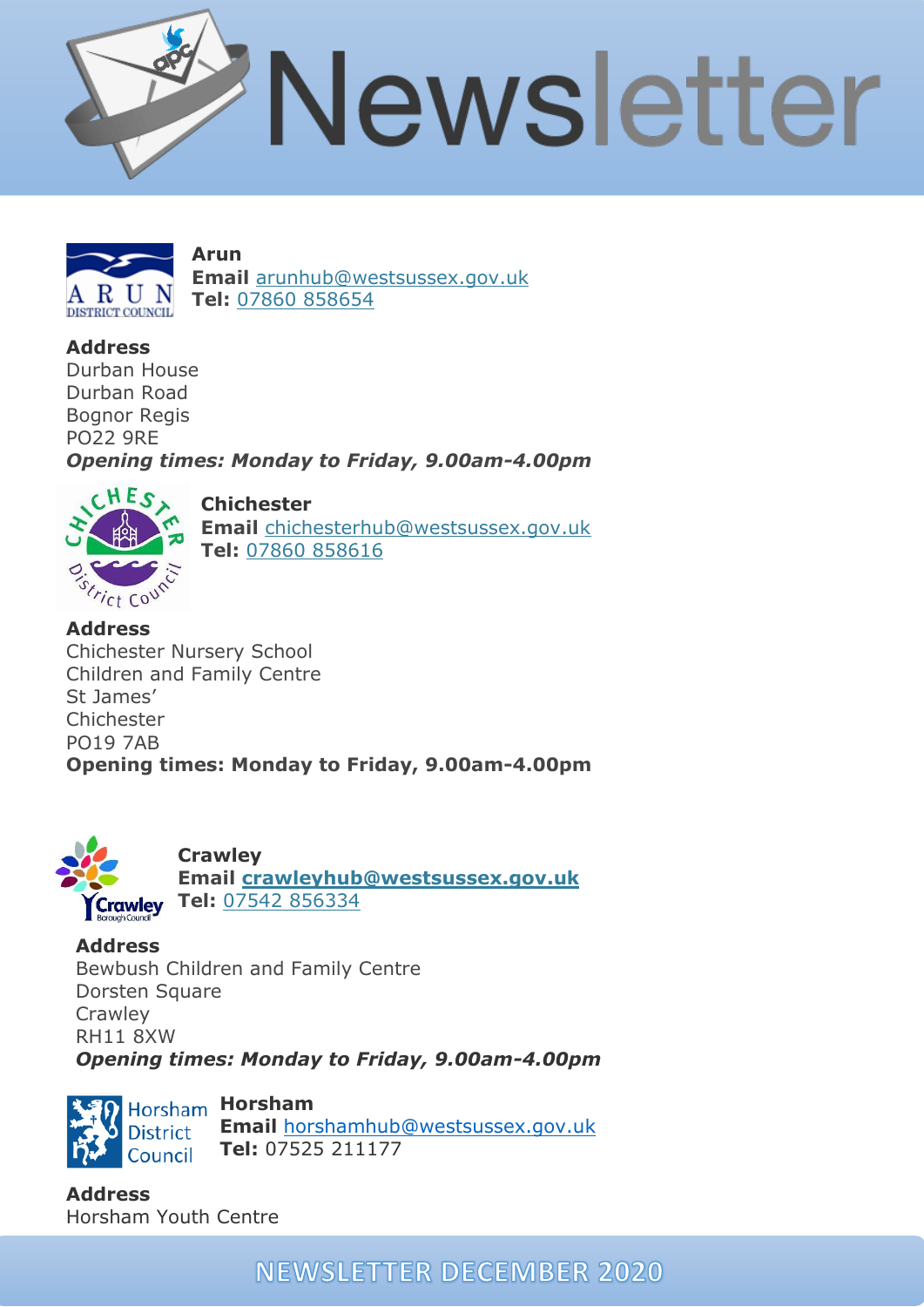# Newsletter

**Arun**
**Email** arunhub@westsussex.gov.uk
**Tel:** 07860 858654

**Address**
Durban House
Durban Road
Bognor Regis
PO22 9RE
***Opening times: Monday to Friday, 9.00am-4.00pm***

**Chichester**
**Email** chichesterhub@westsussex.gov.uk
**Tel:** 07860 858616

**Address**
Chichester Nursery School
Children and Family Centre
St James'
Chichester
PO19 7AB
**Opening times: Monday to Friday, 9.00am-4.00pm**

**Crawley**
**Email crawleyhub@westsussex.gov.uk**
**Tel:** 07542 856334

**Address**
Bewbush Children and Family Centre
Dorsten Square
Crawley
RH11 8XW
***Opening times: Monday to Friday, 9.00am-4.00pm***

**Horsham**
**Email** horshamhub@westsussex.gov.uk
**Tel:** 07525 211177

**Address**
Horsham Youth Centre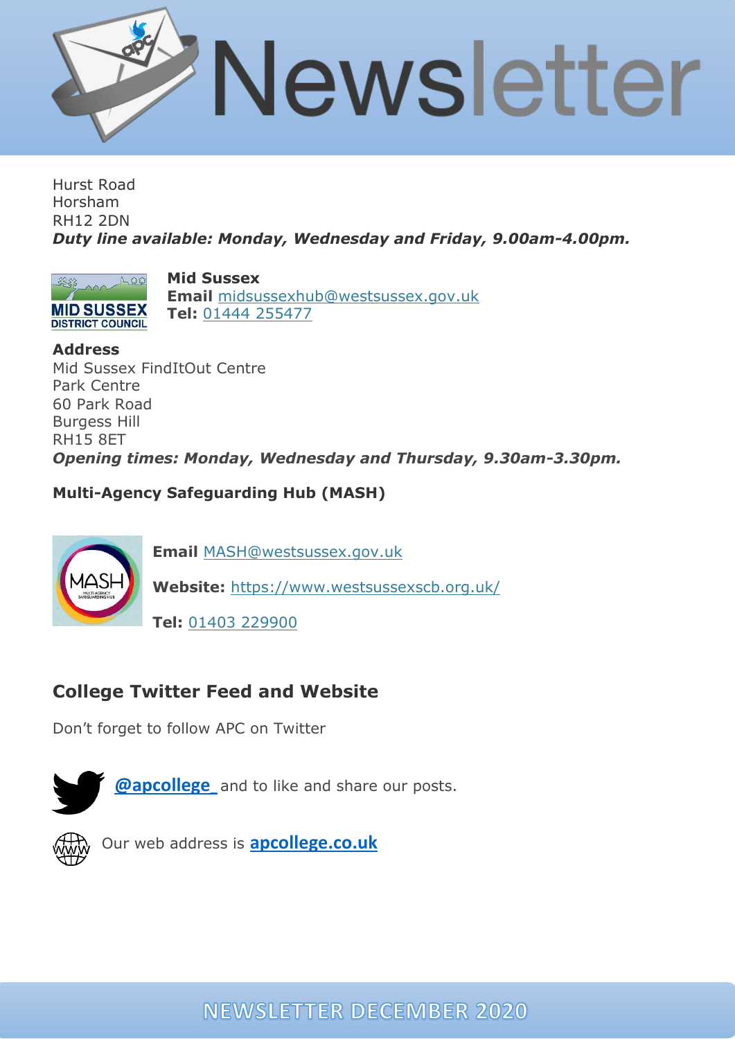Hurst Road
Horsham
RH12 2DN
***Duty line available: Monday, Wednesday and Friday, 9.00am-4.00pm.***

**Mid Sussex**
**Email** midsussexhub@westsussex.gov.uk
**Tel:** 01444 255477

**Address**
Mid Sussex FindItOut Centre
Park Centre
60 Park Road
Burgess Hill
RH15 8ET
***Opening times: Monday, Wednesday and Thursday, 9.30am-3.30pm.***

**Multi-Agency Safeguarding Hub (MASH)**

**Email** MASH@westsussex.gov.uk

**Website:** https://www.westsussexscb.org.uk/

**Tel:** 01403 229900

## College Twitter Feed and Website

Don't forget to follow APC on Twitter

**@apcollege** and to like and share our posts.

Our web address is **apcollege.co.uk**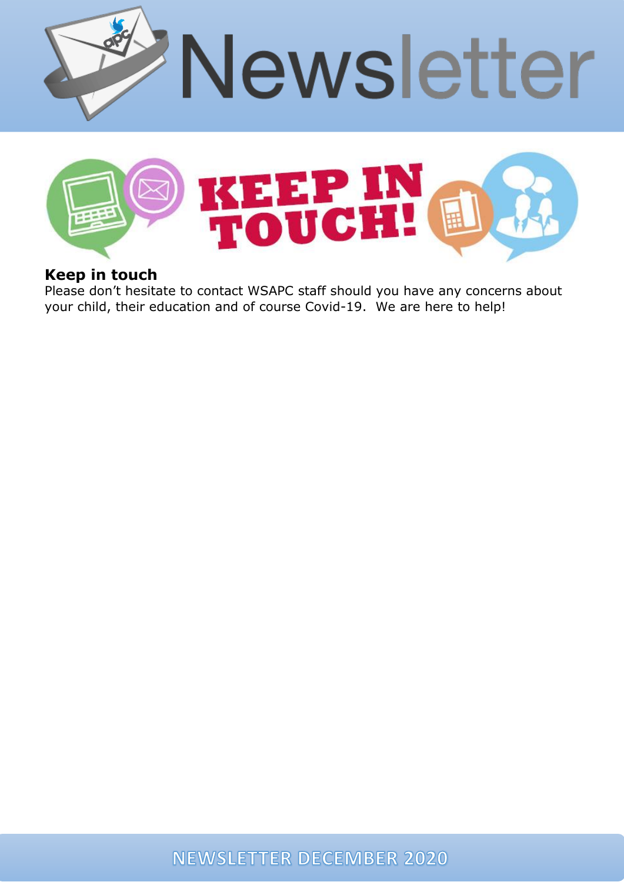## Keep in touch

Please don't hesitate to contact WSAPC staff should you have any concerns about your child, their education and of course Covid-19. We are here to help!